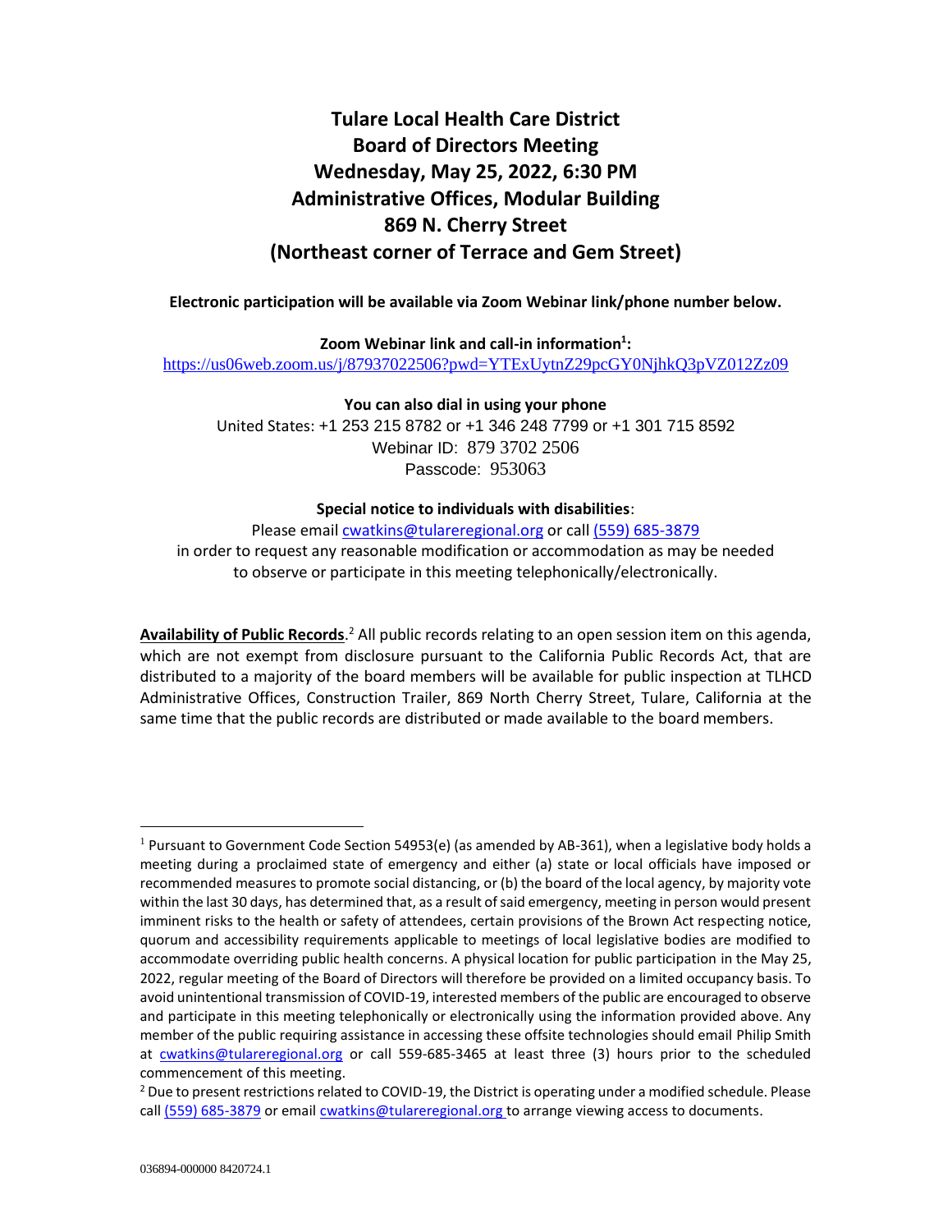# Tulare Local Health Care District
# Board of Directors Meeting
# Wednesday, May 25, 2022, 6:30 PM
# Administrative Offices, Modular Building
# 869 N. Cherry Street
# (Northeast corner of Terrace and Gem Street)

**Electronic participation will be available via Zoom Webinar link/phone number below.**

**Zoom Webinar link and call-in information[1]:**
https://us06web.zoom.us/j/87937022506?pwd=YTExUytnZ29pcGY0NjhkQ3pVZ012Zz09

**You can also dial in using your phone**
United States: +1 253 215 8782 or +1 346 248 7799 or +1 301 715 8592
Webinar ID: 879 3702 2506
Passcode: 953063

**Special notice to individuals with disabilities**:
Please email cwatkins@tulareregional.org or call (559) 685-3879
in order to request any reasonable modification or accommodation as may be needed
to observe or participate in this meeting telephonically/electronically.

**Availability of Public Records**.[2] All public records relating to an open session item on this agenda, which are not exempt from disclosure pursuant to the California Public Records Act, that are distributed to a majority of the board members will be available for public inspection at TLHCD Administrative Offices, Construction Trailer, 869 North Cherry Street, Tulare, California at the same time that the public records are distributed or made available to the board members.

---

[1] Pursuant to Government Code Section 54953(e) (as amended by AB-361), when a legislative body holds a meeting during a proclaimed state of emergency and either (a) state or local officials have imposed or recommended measures to promote social distancing, or (b) the board of the local agency, by majority vote within the last 30 days, has determined that, as a result of said emergency, meeting in person would present imminent risks to the health or safety of attendees, certain provisions of the Brown Act respecting notice, quorum and accessibility requirements applicable to meetings of local legislative bodies are modified to accommodate overriding public health concerns. A physical location for public participation in the May 25, 2022, regular meeting of the Board of Directors will therefore be provided on a limited occupancy basis. To avoid unintentional transmission of COVID-19, interested members of the public are encouraged to observe and participate in this meeting telephonically or electronically using the information provided above. Any member of the public requiring assistance in accessing these offsite technologies should email Philip Smith at cwatkins@tulareregional.org or call 559-685-3465 at least three (3) hours prior to the scheduled commencement of this meeting.

[2] Due to present restrictions related to COVID-19, the District is operating under a modified schedule. Please call (559) 685-3879 or email cwatkins@tulareregional.org to arrange viewing access to documents.

036894-000000 8420724.1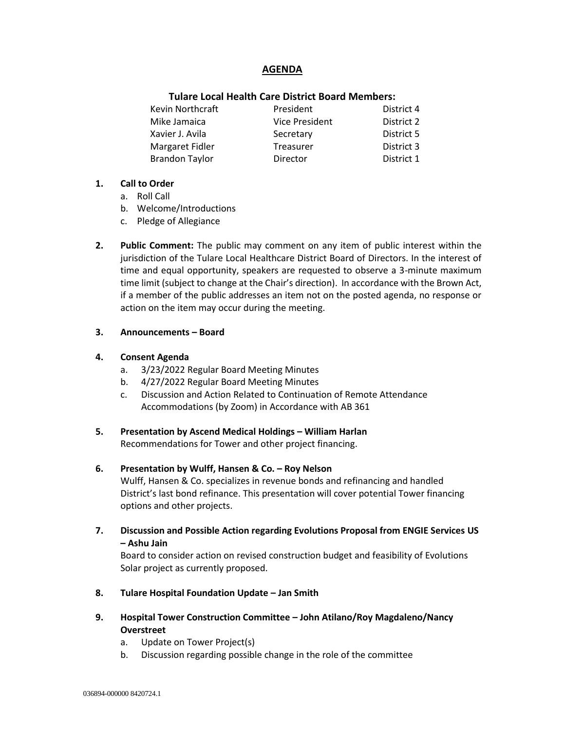# AGENDA

## Tulare Local Health Care District Board Members:

| | | |
|---|---|---|
| Kevin Northcraft | President | District 4 |
| Mike Jamaica | Vice President | District 2 |
| Xavier J. Avila | Secretary | District 5 |
| Margaret Fidler | Treasurer | District 3 |
| Brandon Taylor | Director | District 1 |

1. **Call to Order**
   a. Roll Call
   b. Welcome/Introductions
   c. Pledge of Allegiance

2. **Public Comment:** The public may comment on any item of public interest within the jurisdiction of the Tulare Local Healthcare District Board of Directors. In the interest of time and equal opportunity, speakers are requested to observe a 3-minute maximum time limit (subject to change at the Chair's direction). In accordance with the Brown Act, if a member of the public addresses an item not on the posted agenda, no response or action on the item may occur during the meeting.

3. **Announcements – Board**

4. **Consent Agenda**
   a. 3/23/2022 Regular Board Meeting Minutes
   b. 4/27/2022 Regular Board Meeting Minutes
   c. Discussion and Action Related to Continuation of Remote Attendance Accommodations (by Zoom) in Accordance with AB 361

5. **Presentation by Ascend Medical Holdings – William Harlan**
   Recommendations for Tower and other project financing.

6. **Presentation by Wulff, Hansen & Co. – Roy Nelson**
   Wulff, Hansen & Co. specializes in revenue bonds and refinancing and handled District's last bond refinance. This presentation will cover potential Tower financing options and other projects.

7. **Discussion and Possible Action regarding Evolutions Proposal from ENGIE Services US – Ashu Jain**
   Board to consider action on revised construction budget and feasibility of Evolutions Solar project as currently proposed.

8. **Tulare Hospital Foundation Update – Jan Smith**

9. **Hospital Tower Construction Committee – John Atilano/Roy Magdaleno/Nancy Overstreet**
   a. Update on Tower Project(s)
   b. Discussion regarding possible change in the role of the committee

036894-000000 8420724.1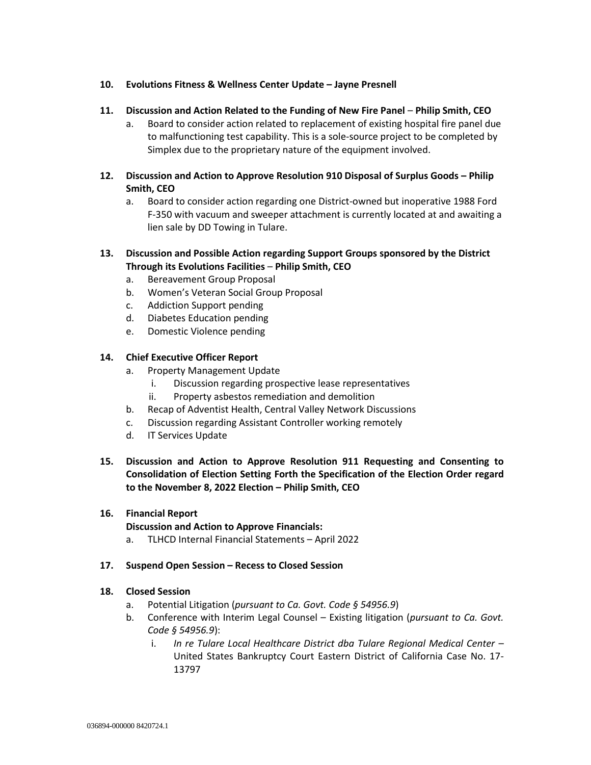**10. Evolutions Fitness & Wellness Center Update – Jayne Presnell**

**11. Discussion and Action Related to the Funding of New Fire Panel – Philip Smith, CEO**

a. Board to consider action related to replacement of existing hospital fire panel due to malfunctioning test capability. This is a sole-source project to be completed by Simplex due to the proprietary nature of the equipment involved.

**12. Discussion and Action to Approve Resolution 910 Disposal of Surplus Goods – Philip Smith, CEO**

a. Board to consider action regarding one District-owned but inoperative 1988 Ford F-350 with vacuum and sweeper attachment is currently located at and awaiting a lien sale by DD Towing in Tulare.

**13. Discussion and Possible Action regarding Support Groups sponsored by the District Through its Evolutions Facilities – Philip Smith, CEO**

a. Bereavement Group Proposal
b. Women's Veteran Social Group Proposal
c. Addiction Support pending
d. Diabetes Education pending
e. Domestic Violence pending

**14. Chief Executive Officer Report**

a. Property Management Update
   i. Discussion regarding prospective lease representatives
   ii. Property asbestos remediation and demolition
b. Recap of Adventist Health, Central Valley Network Discussions
c. Discussion regarding Assistant Controller working remotely
d. IT Services Update

**15. Discussion and Action to Approve Resolution 911 Requesting and Consenting to Consolidation of Election Setting Forth the Specification of the Election Order regard to the November 8, 2022 Election – Philip Smith, CEO**

**16. Financial Report**

**Discussion and Action to Approve Financials:**

a. TLHCD Internal Financial Statements – April 2022

**17. Suspend Open Session – Recess to Closed Session**

**18. Closed Session**

a. Potential Litigation (*pursuant to Ca. Govt. Code § 54956.9*)
b. Conference with Interim Legal Counsel – Existing litigation (*pursuant to Ca. Govt. Code § 54956.9*):
   i. *In re Tulare Local Healthcare District dba Tulare Regional Medical Center* – United States Bankruptcy Court Eastern District of California Case No. 17-13797

036894-000000 8420724.1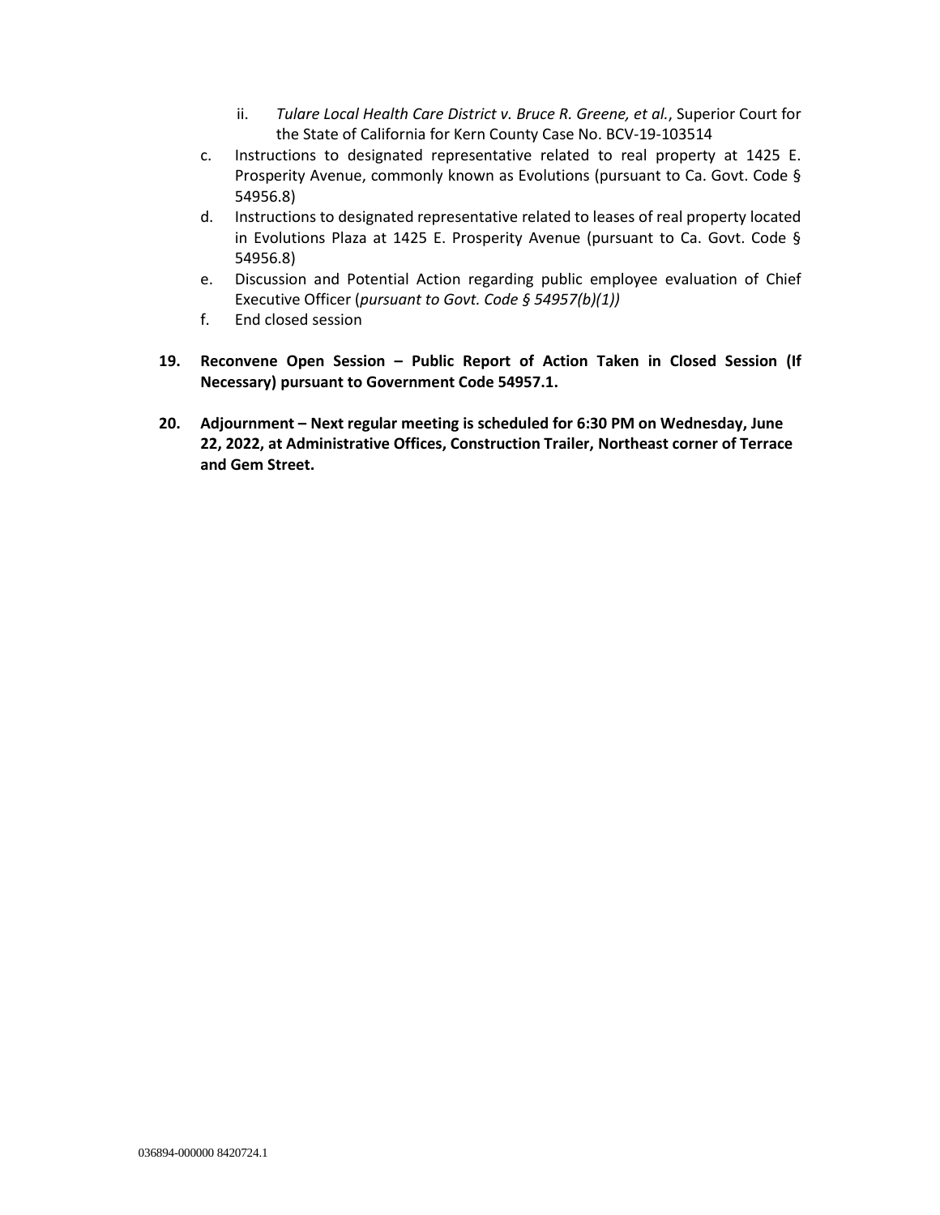ii. *Tulare Local Health Care District v. Bruce R. Greene, et al.*, Superior Court for the State of California for Kern County Case No. BCV-19-103514

c. Instructions to designated representative related to real property at 1425 E. Prosperity Avenue, commonly known as Evolutions (pursuant to Ca. Govt. Code § 54956.8)

d. Instructions to designated representative related to leases of real property located in Evolutions Plaza at 1425 E. Prosperity Avenue (pursuant to Ca. Govt. Code § 54956.8)

e. Discussion and Potential Action regarding public employee evaluation of Chief Executive Officer (*pursuant to Govt. Code § 54957(b)(1))*

f. End closed session

**19. Reconvene Open Session – Public Report of Action Taken in Closed Session (If Necessary) pursuant to Government Code 54957.1.**

**20. Adjournment – Next regular meeting is scheduled for 6:30 PM on Wednesday, June 22, 2022, at Administrative Offices, Construction Trailer, Northeast corner of Terrace and Gem Street.**

036894-000000 8420724.1